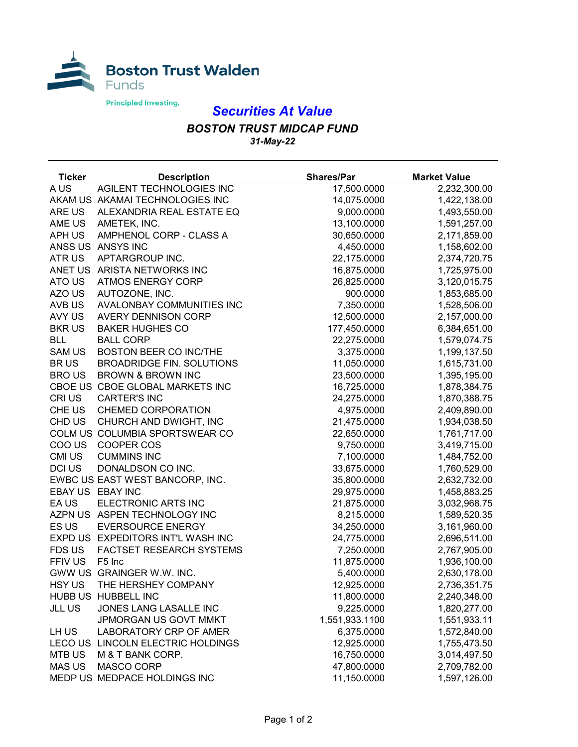Boston Trust Walden Funds

Principled Investing.

# *Securities At Value*

## *BOSTON TRUST MIDCAP FUND*

*31-May-22*

| Ticker | Description | Shares/Par | Market Value |
|---|---|---|---|
| A US | AGILENT TECHNOLOGIES INC | 17,500.0000 | 2,232,300.00 |
| AKAM US | AKAMAI TECHNOLOGIES INC | 14,075.0000 | 1,422,138.00 |
| ARE US | ALEXANDRIA REAL ESTATE EQ | 9,000.0000 | 1,493,550.00 |
| AME US | AMETEK, INC. | 13,100.0000 | 1,591,257.00 |
| APH US | AMPHENOL CORP - CLASS A | 30,650.0000 | 2,171,859.00 |
| ANSS US | ANSYS INC | 4,450.0000 | 1,158,602.00 |
| ATR US | APTARGROUP INC. | 22,175.0000 | 2,374,720.75 |
| ANET US | ARISTA NETWORKS INC | 16,875.0000 | 1,725,975.00 |
| ATO US | ATMOS ENERGY CORP | 26,825.0000 | 3,120,015.75 |
| AZO US | AUTOZONE, INC. | 900.0000 | 1,853,685.00 |
| AVB US | AVALONBAY COMMUNITIES INC | 7,350.0000 | 1,528,506.00 |
| AVY US | AVERY DENNISON CORP | 12,500.0000 | 2,157,000.00 |
| BKR US | BAKER HUGHES CO | 177,450.0000 | 6,384,651.00 |
| BLL | BALL CORP | 22,275.0000 | 1,579,074.75 |
| SAM US | BOSTON BEER CO INC/THE | 3,375.0000 | 1,199,137.50 |
| BR US | BROADRIDGE FIN. SOLUTIONS | 11,050.0000 | 1,615,731.00 |
| BRO US | BROWN & BROWN INC | 23,500.0000 | 1,395,195.00 |
| CBOE US | CBOE GLOBAL MARKETS INC | 16,725.0000 | 1,878,384.75 |
| CRI US | CARTER'S INC | 24,275.0000 | 1,870,388.75 |
| CHE US | CHEMED CORPORATION | 4,975.0000 | 2,409,890.00 |
| CHD US | CHURCH AND DWIGHT, INC | 21,475.0000 | 1,934,038.50 |
| COLM US | COLUMBIA SPORTSWEAR CO | 22,650.0000 | 1,761,717.00 |
| COO US | COOPER COS | 9,750.0000 | 3,419,715.00 |
| CMI US | CUMMINS INC | 7,100.0000 | 1,484,752.00 |
| DCI US | DONALDSON CO INC. | 33,675.0000 | 1,760,529.00 |
| EWBC US | EAST WEST BANCORP, INC. | 35,800.0000 | 2,632,732.00 |
| EBAY US | EBAY INC | 29,975.0000 | 1,458,883.25 |
| EA US | ELECTRONIC ARTS INC | 21,875.0000 | 3,032,968.75 |
| AZPN US | ASPEN TECHNOLOGY INC | 8,215.0000 | 1,589,520.35 |
| ES US | EVERSOURCE ENERGY | 34,250.0000 | 3,161,960.00 |
| EXPD US | EXPEDITORS INT'L WASH INC | 24,775.0000 | 2,696,511.00 |
| FDS US | FACTSET RESEARCH SYSTEMS | 7,250.0000 | 2,767,905.00 |
| FFIV US | F5 Inc | 11,875.0000 | 1,936,100.00 |
| GWW US | GRAINGER W.W. INC. | 5,400.0000 | 2,630,178.00 |
| HSY US | THE HERSHEY COMPANY | 12,925.0000 | 2,736,351.75 |
| HUBB US | HUBBELL INC | 11,800.0000 | 2,240,348.00 |
| JLL US | JONES LANG LASALLE INC | 9,225.0000 | 1,820,277.00 |
| | JPMORGAN US GOVT MMKT | 1,551,933.1100 | 1,551,933.11 |
| LH US | LABORATORY CRP OF AMER | 6,375.0000 | 1,572,840.00 |
| LECO US | LINCOLN ELECTRIC HOLDINGS | 12,925.0000 | 1,755,473.50 |
| MTB US | M & T BANK CORP. | 16,750.0000 | 3,014,497.50 |
| MAS US | MASCO CORP | 47,800.0000 | 2,709,782.00 |
| MEDP US | MEDPACE HOLDINGS INC | 11,150.0000 | 1,597,126.00 |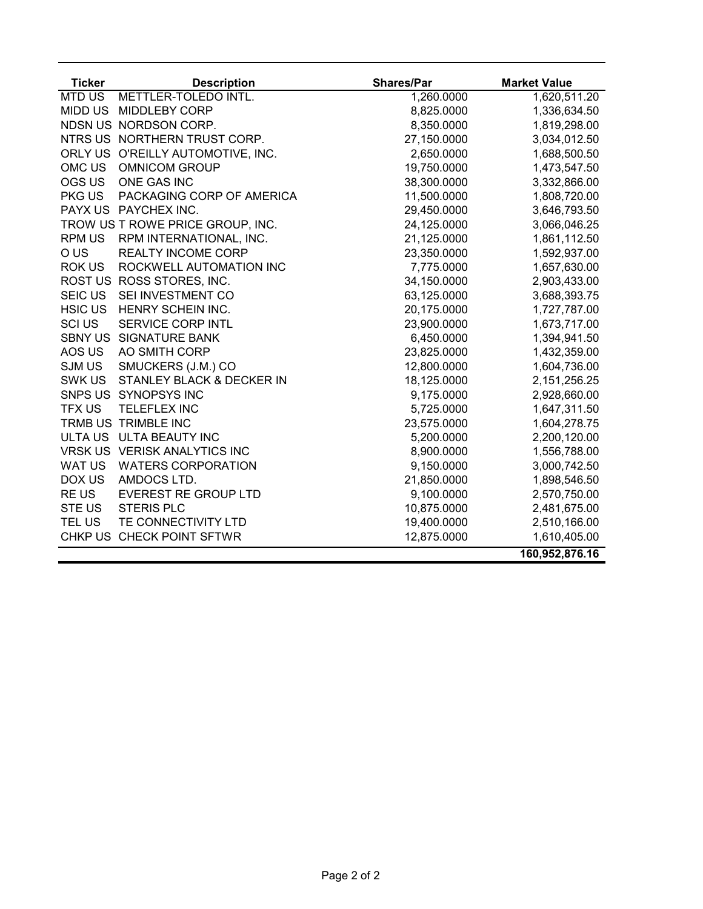| Ticker | Description | Shares/Par | Market Value |
| --- | --- | --- | --- |
| MTD US | METTLER-TOLEDO INTL. | 1,260.0000 | 1,620,511.20 |
| MIDD US | MIDDLEBY CORP | 8,825.0000 | 1,336,634.50 |
| NDSN US | NORDSON CORP. | 8,350.0000 | 1,819,298.00 |
| NTRS US | NORTHERN TRUST CORP. | 27,150.0000 | 3,034,012.50 |
| ORLY US | O'REILLY AUTOMOTIVE, INC. | 2,650.0000 | 1,688,500.50 |
| OMC US | OMNICOM GROUP | 19,750.0000 | 1,473,547.50 |
| OGS US | ONE GAS INC | 38,300.0000 | 3,332,866.00 |
| PKG US | PACKAGING CORP OF AMERICA | 11,500.0000 | 1,808,720.00 |
| PAYX US | PAYCHEX INC. | 29,450.0000 | 3,646,793.50 |
| TROW US | T ROWE PRICE GROUP, INC. | 24,125.0000 | 3,066,046.25 |
| RPM US | RPM INTERNATIONAL, INC. | 21,125.0000 | 1,861,112.50 |
| O US | REALTY INCOME CORP | 23,350.0000 | 1,592,937.00 |
| ROK US | ROCKWELL AUTOMATION INC | 7,775.0000 | 1,657,630.00 |
| ROST US | ROSS STORES, INC. | 34,150.0000 | 2,903,433.00 |
| SEIC US | SEI INVESTMENT CO | 63,125.0000 | 3,688,393.75 |
| HSIC US | HENRY SCHEIN INC. | 20,175.0000 | 1,727,787.00 |
| SCI US | SERVICE CORP INTL | 23,900.0000 | 1,673,717.00 |
| SBNY US | SIGNATURE BANK | 6,450.0000 | 1,394,941.50 |
| AOS US | AO SMITH CORP | 23,825.0000 | 1,432,359.00 |
| SJM US | SMUCKERS (J.M.) CO | 12,800.0000 | 1,604,736.00 |
| SWK US | STANLEY BLACK & DECKER IN | 18,125.0000 | 2,151,256.25 |
| SNPS US | SYNOPSYS INC | 9,175.0000 | 2,928,660.00 |
| TFX US | TELEFLEX INC | 5,725.0000 | 1,647,311.50 |
| TRMB US | TRIMBLE INC | 23,575.0000 | 1,604,278.75 |
| ULTA US | ULTA BEAUTY INC | 5,200.0000 | 2,200,120.00 |
| VRSK US | VERISK ANALYTICS INC | 8,900.0000 | 1,556,788.00 |
| WAT US | WATERS CORPORATION | 9,150.0000 | 3,000,742.50 |
| DOX US | AMDOCS LTD. | 21,850.0000 | 1,898,546.50 |
| RE US | EVEREST RE GROUP LTD | 9,100.0000 | 2,570,750.00 |
| STE US | STERIS PLC | 10,875.0000 | 2,481,675.00 |
| TEL US | TE CONNECTIVITY LTD | 19,400.0000 | 2,510,166.00 |
| CHKP US | CHECK POINT SFTWR | 12,875.0000 | 1,610,405.00 |
| | | | **160,952,876.16** |